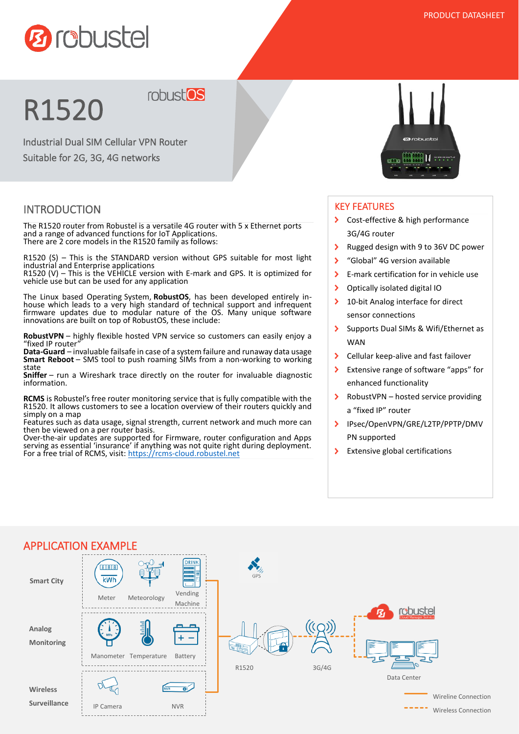PRODUCT DATASHEET

# R1520

Industrial Dual SIM Cellular VPN Router
Suitable for 2G, 3G, 4G networks

## INTRODUCTION

The R1520 router from Robustel is a versatile 4G router with 5 x Ethernet ports and a range of advanced functions for IoT Applications.
There are 2 core models in the R1520 family as follows:

R1520 (S) – This is the STANDARD version without GPS suitable for most light industrial and Enterprise applications
R1520 (V) – This is the VEHICLE version with E-mark and GPS. It is optimized for vehicle use but can be used for any application

The Linux based Operating System, **RobustOS**, has been developed entirely in-house which leads to a very high standard of technical support and infrequent firmware updates due to modular nature of the OS. Many unique software innovations are built on top of RobustOS, these include:

**RobustVPN** – highly flexible hosted VPN service so customers can easily enjoy a "fixed IP router"
**Data-Guard** – invaluable failsafe in case of a system failure and runaway data usage
**Smart Reboot** – SMS tool to push roaming SIMs from a non-working to working state
**Sniffer** – run a Wireshark trace directly on the router for invaluable diagnostic information.

**RCMS** is Robustel's free router monitoring service that is fully compatible with the R1520. It allows customers to see a location overview of their routers quickly and simply on a map
Features such as data usage, signal strength, current network and much more can then be viewed on a per router basis.
Over-the-air updates are supported for Firmware, router configuration and Apps serving as essential 'insurance' if anything was not quite right during deployment.
For a free trial of RCMS, visit: https://rcms-cloud.robustel.net

## KEY FEATURES

- Cost-effective & high performance 3G/4G router
- Rugged design with 9 to 36V DC power
- "Global" 4G version available
- E-mark certification for in vehicle use
- Optically isolated digital IO
- 10-bit Analog interface for direct sensor connections
- Supports Dual SIMs & Wifi/Ethernet as WAN
- Cellular keep-alive and fast failover
- Extensive range of software "apps" for enhanced functionality
- RobustVPN – hosted service providing a "fixed IP" router
- IPsec/OpenVPN/GRE/L2TP/PPTP/DMVPN supported
- Extensive global certifications

## APPLICATION EXAMPLE

Smart City: Meter, Meteorology, Vending Machine
Analog Monitoring: Manometer, Temperature, Battery
Wireless Surveillance: IP Camera, NVR

GPS, R1520, 3G/4G, Data Center

Wireline Connection
Wireless Connection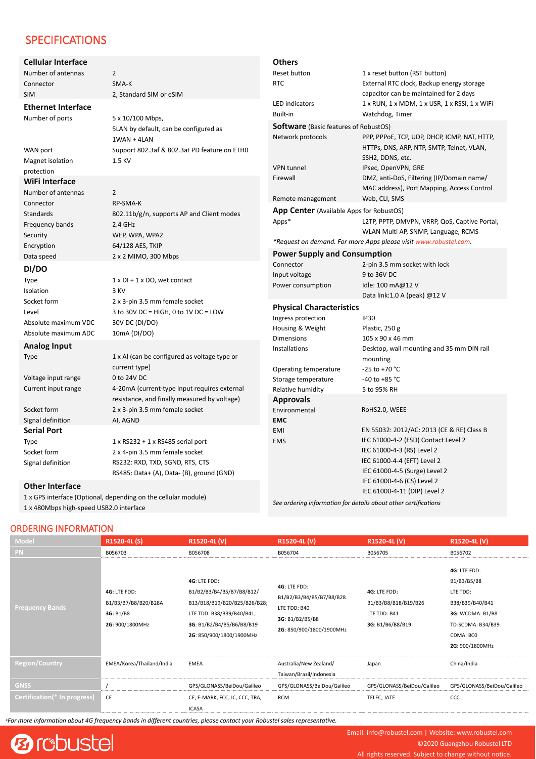## SPECIFICATIONS

### Cellular Interface

| | |
|---|---|
| Number of antennas | 2 |
| Connector | SMA-K |
| SIM | 2, Standard SIM or eSIM |

### Ethernet Interface

| | |
|---|---|
| Number of ports | 5 x 10/100 Mbps, 5LAN by default, can be configured as 1WAN + 4LAN |
| WAN port | Support 802.3af & 802.3at PD feature on ETH0 |
| Magnet isolation protection | 1.5 KV |

### WiFi Interface

| | |
|---|---|
| Number of antennas | 2 |
| Connector | RP-SMA-K |
| Standards | 802.11b/g/n, supports AP and Client modes |
| Frequency bands | 2.4 GHz |
| Security | WEP, WPA, WPA2 |
| Encryption | 64/128 AES, TKIP |
| Data speed | 2 x 2 MIMO, 300 Mbps |

### DI/DO

| | |
|---|---|
| Type | 1 x DI + 1 x DO, wet contact |
| Isolation | 3 KV |
| Socket form | 2 x 3-pin 3.5 mm female socket |
| Level | 3 to 30V DC = HIGH, 0 to 1V DC = LOW |
| Absolute maximum VDC | 30V DC (DI/DO) |
| Absolute maximum ADC | 10mA (DI/DO) |

### Analog Input

| | |
|---|---|
| Type | 1 x AI (can be configured as voltage type or current type) |
| Voltage input range | 0 to 24V DC |
| Current input range | 4-20mA (current-type input requires external resistance, and finally measured by voltage) |
| Socket form | 2 x 3-pin 3.5 mm female socket |
| Signal definition | AI, AGND |

### Serial Port

| | |
|---|---|
| Type | 1 x RS232 + 1 x RS485 serial port |
| Socket form | 2 x 4-pin 3.5 mm female socket |
| Signal definition | RS232: RXD, TXD, SGND, RTS, CTS<br>RS485: Data+ (A), Data- (B), ground (GND) |

### Other Interface

1 x GPS interface (Optional, depending on the cellular module)
1 x 480Mbps high-speed USB2.0 interface

### Others

| | |
|---|---|
| Reset button | 1 x reset button (RST button) |
| RTC | External RTC clock, Backup energy storage capacitor can be maintained for 2 days |
| LED indicators | 1 x RUN, 1 x MDM, 1 x USR, 1 x RSSI, 1 x WiFi |
| Built-in | Watchdog, Timer |

### Software (Basic features of RobustOS)

| | |
|---|---|
| Network protocols | PPP, PPPoE, TCP, UDP, DHCP, ICMP, NAT, HTTP, HTTPs, DNS, ARP, NTP, SMTP, Telnet, VLAN, SSH2, DDNS, etc. |
| VPN tunnel | IPsec, OpenVPN, GRE |
| Firewall | DMZ, anti-DoS, Filtering (IP/Domain name/ MAC address), Port Mapping, Access Control |
| Remote management | Web, CLI, SMS |

### App Center (Available Apps for RobustOS)

| | |
|---|---|
| Apps* | L2TP, PPTP, DMVPN, VRRP, QoS, Captive Portal, WLAN Multi AP, SNMP, Language, RCMS |

*\*Request on demand. For more Apps please visit www.robustel.com.*

### Power Supply and Consumption

| | |
|---|---|
| Connector | 2-pin 3.5 mm socket with lock |
| Input voltage | 9 to 36V DC |
| Power consumption | Idle: 100 mA@12 V<br>Data link:1.0 A (peak) @12 V |

### Physical Characteristics

| | |
|---|---|
| Ingress protection | IP30 |
| Housing & Weight | Plastic, 250 g |
| Dimensions | 105 x 90 x 46 mm |
| Installations | Desktop, wall mounting and 35 mm DIN rail mounting |
| Operating temperature | -25 to +70 °C |
| Storage temperature | -40 to +85 °C |
| Relative humidity | 5 to 95% RH |

### Approvals

| | |
|---|---|
| Environmental | RoHS2.0, WEEE |
| **EMC** | |
| EMI | EN 55032: 2012/AC: 2013 (CE & RE) Class B |
| EMS | IEC 61000-4-2 (ESD) Contact Level 2<br>IEC 61000-4-3 (RS) Level 2<br>IEC 61000-4-4 (EFT) Level 2<br>IEC 61000-4-5 (Surge) Level 2<br>IEC 61000-4-6 (CS) Level 2<br>IEC 61000-4-11 (DIP) Level 2 |

*See ordering information for details about other certifications*

## ORDERING INFORMATION

| Model | R1520-4L (S) | R1520-4L (V) | R1520-4L (V) | R1520-4L (V) | R1520-4L (V) |
|---|---|---|---|---|---|
| PN | B056703 | B056708 | B056704 | B056705 | B056702 |
| Frequency Bands | **4G:** LTE FDD: B1/B3/B7/B8/B20/B28A<br>**3G:** B1/B8<br>**2G:** 900/1800MHz | **4G**: LTE FDD: B1/B2/B3/B4/B5/B7/B8/B12/ B13/B18/B19/B20/B25/B26/B28; LTE TDD: B38/B39/B40/B41;<br>**3G**: B1/B2/B4/B5/B6/B8/B19<br>**2G**: 850/900/1800/1900MHz | **4G**: LTE FDD: B1/B2/B3/B4/B5/B7/B8/B28<br>LTE TDD: B40<br>**3G**: B1/B2/B5/B8<br>**2G**: 850/900/1800/1900MHz | **4G**: LTE FDD： B1/B3/B8/B18/B19/B26<br>LTE TDD: B41<br>**3G**: B1/B6/B8/B19 | **4G**: LTE FDD: B1/B3/B5/B8<br>LTE TDD: B38/B39/B40/B41<br>**3G**: WCDMA: B1/B8<br>TD-SCDMA: B34/B39<br>CDMA: BC0<br>**2G**: 900/1800MHz |
| Region/Country | EMEA/Korea/Thailand/India | EMEA | Australia/New Zealand/ Taiwan/Brazil/Indonesia | Japan | China/India |
| GNSS | / | GPS/GLONASS/BeiDou/Galileo | GPS/GLONASS/BeiDou/Galileo | GPS/GLONASS/BeiDou/Galileo | GPS/GLONASS/BeiDou/Galileo |
| Certification(* In progress) | CE | CE, E-MARK, FCC, IC, CCC, TRA, ICASA | RCM | TELEC, JATE | CCC |

*\*For more information about 4G frequency bands in different countries, please contact your Robustel sales representative.*

Email: info@robustel.com | Website: www.robustel.com
©2020 Guangzhou Robustel LTD
All rights reserved. Subject to change without notice.